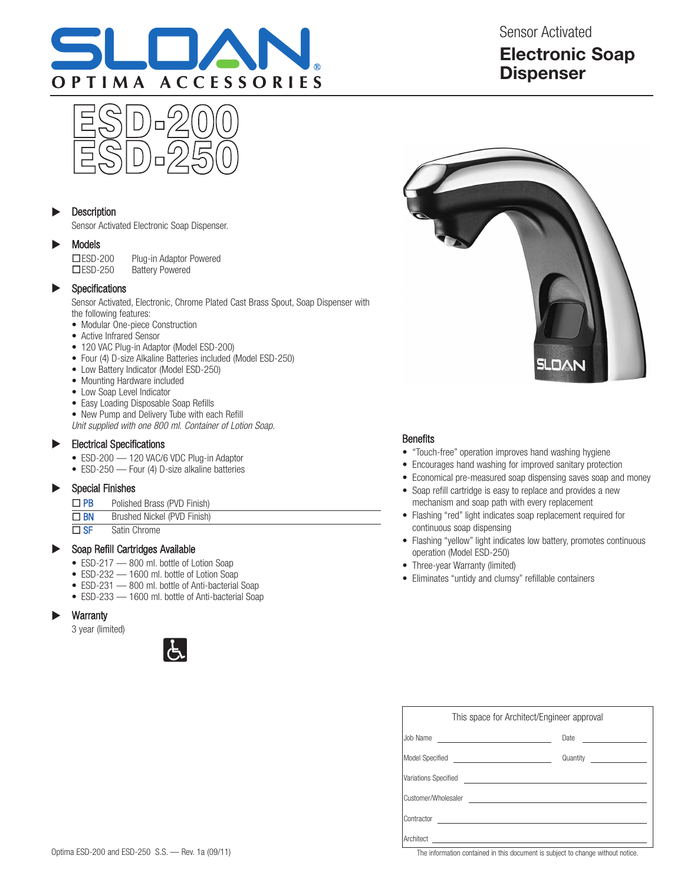# SLOAN OPTIMA ACCESSORIES

Sensor Activated

**Electronic Soap Dispenser**

# ESD-200
# ESD-250

## Description

Sensor Activated Electronic Soap Dispenser.

## Models

☐ESD-200 Plug-in Adaptor Powered
☐ESD-250 Battery Powered

## Specifications

Sensor Activated, Electronic, Chrome Plated Cast Brass Spout, Soap Dispenser with the following features:

- Modular One-piece Construction
- Active Infrared Sensor
- 120 VAC Plug-in Adaptor (Model ESD-200)
- Four (4) D-size Alkaline Batteries included (Model ESD-250)
- Low Battery Indicator (Model ESD-250)
- Mounting Hardware included
- Low Soap Level Indicator
- Easy Loading Disposable Soap Refills
- New Pump and Delivery Tube with each Refill

*Unit supplied with one 800 ml. Container of Lotion Soap.*

## Electrical Specifications

- ESD-200 — 120 VAC/6 VDC Plug-in Adaptor
- ESD-250 — Four (4) D-size alkaline batteries

## Special Finishes

| | |
|---|---|
| ☐ PB | Polished Brass (PVD Finish) |
| ☐ BN | Brushed Nickel (PVD Finish) |
| ☐ SF | Satin Chrome |

## Soap Refill Cartridges Available

- ESD-217 — 800 ml. bottle of Lotion Soap
- ESD-232 — 1600 ml. bottle of Lotion Soap
- ESD-231 — 800 ml. bottle of Anti-bacterial Soap
- ESD-233 — 1600 ml. bottle of Anti-bacterial Soap

## Warranty

3 year (limited)

## Benefits

- "Touch-free" operation improves hand washing hygiene
- Encourages hand washing for improved sanitary protection
- Economical pre-measured soap dispensing saves soap and money
- Soap refill cartridge is easy to replace and provides a new mechanism and soap path with every replacement
- Flashing "red" light indicates soap replacement required for continuous soap dispensing
- Flashing "yellow" light indicates low battery, promotes continuous operation (Model ESD-250)
- Three-year Warranty (limited)
- Eliminates "untidy and clumsy" refillable containers

This space for Architect/Engineer approval

| | | | |
|---|---|---|---|
| Job Name | | Date | |
| Model Specified | | Quantity | |
| Variations Specified | | | |
| Customer/Wholesaler | | | |
| Contractor | | | |
| Architect | | | |

The information contained in this document is subject to change without notice.

Optima ESD-200 and ESD-250 S.S. — Rev. 1a (09/11)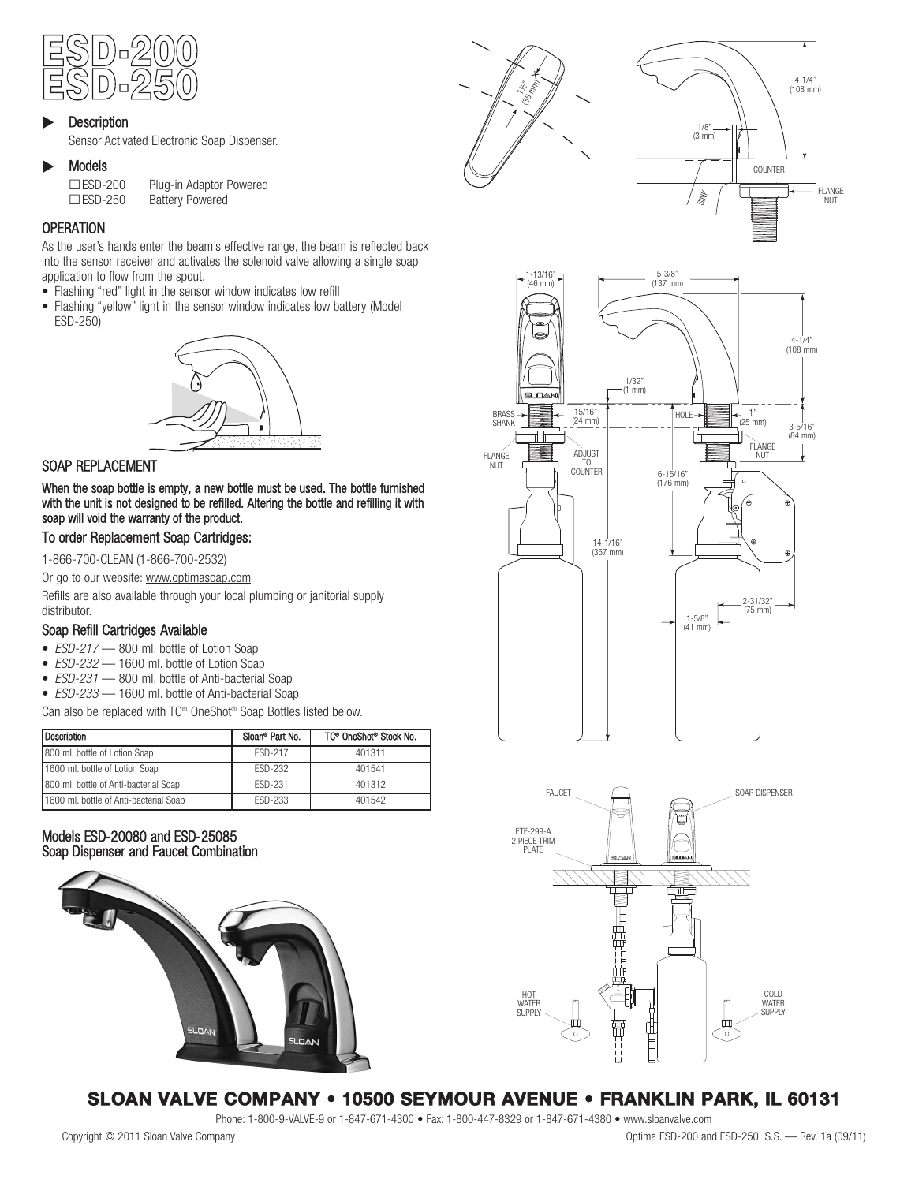# ESD-200
# ESD-250

## Description

Sensor Activated Electronic Soap Dispenser.

## Models

☐ ESD-200 Plug-in Adaptor Powered
☐ ESD-250 Battery Powered

## OPERATION

As the user's hands enter the beam's effective range, the beam is reflected back into the sensor receiver and activates the solenoid valve allowing a single soap application to flow from the spout.

- Flashing "red" light in the sensor window indicates low refill
- Flashing "yellow" light in the sensor window indicates low battery (Model ESD-250)

## SOAP REPLACEMENT

**When the soap bottle is empty, a new bottle must be used. The bottle furnished with the unit is not designed to be refilled. Altering the bottle and refilling it with soap will void the warranty of the product.**

### To order Replacement Soap Cartridges:

1-866-700-CLEAN (1-866-700-2532)

Or go to our website: www.optimasoap.com

Refills are also available through your local plumbing or janitorial supply distributor.

### Soap Refill Cartridges Available

- *ESD-217* — 800 ml. bottle of Lotion Soap
- *ESD-232* — 1600 ml. bottle of Lotion Soap
- *ESD-231* — 800 ml. bottle of Anti-bacterial Soap
- *ESD-233* — 1600 ml. bottle of Anti-bacterial Soap

Can also be replaced with TC® OneShot® Soap Bottles listed below.

| Description | Sloan® Part No. | TC® OneShot® Stock No. |
| --- | --- | --- |
| 800 ml. bottle of Lotion Soap | ESD-217 | 401311 |
| 1600 ml. bottle of Lotion Soap | ESD-232 | 401541 |
| 800 ml. bottle of Anti-bacterial Soap | ESD-231 | 401312 |
| 1600 ml. bottle of Anti-bacterial Soap | ESD-233 | 401542 |

### Models ESD-20080 and ESD-25085
### Soap Dispenser and Faucet Combination

1½" (38 mm)
4-1/4" (108 mm)
1/8" (3 mm)
COUNTER
SINK
FLANGE NUT

1-13/16" (46 mm)
5-3/8" (137 mm)
4-1/4" (108 mm)
1/32" (1 mm)
BRASS SHANK
15/16" (24 mm)
HOLE
1" (25 mm)
3-5/16" (84 mm)
FLANGE NUT
ADJUST TO COUNTER
6-15/16" (176 mm)
14-1/16" (357 mm)
2-31/32" (75 mm)
1-5/8" (41 mm)

FAUCET
SOAP DISPENSER
ETF-299-A 2 PIECE TRIM PLATE
HOT WATER SUPPLY
COLD WATER SUPPLY

**SLOAN VALVE COMPANY • 10500 SEYMOUR AVENUE • FRANKLIN PARK, IL 60131**

Phone: 1-800-9-VALVE-9 or 1-847-671-4300 • Fax: 1-800-447-8329 or 1-847-671-4380 • www.sloanvalve.com

Copyright © 2011 Sloan Valve Company

Optima ESD-200 and ESD-250 S.S. — Rev. 1a (09/11)